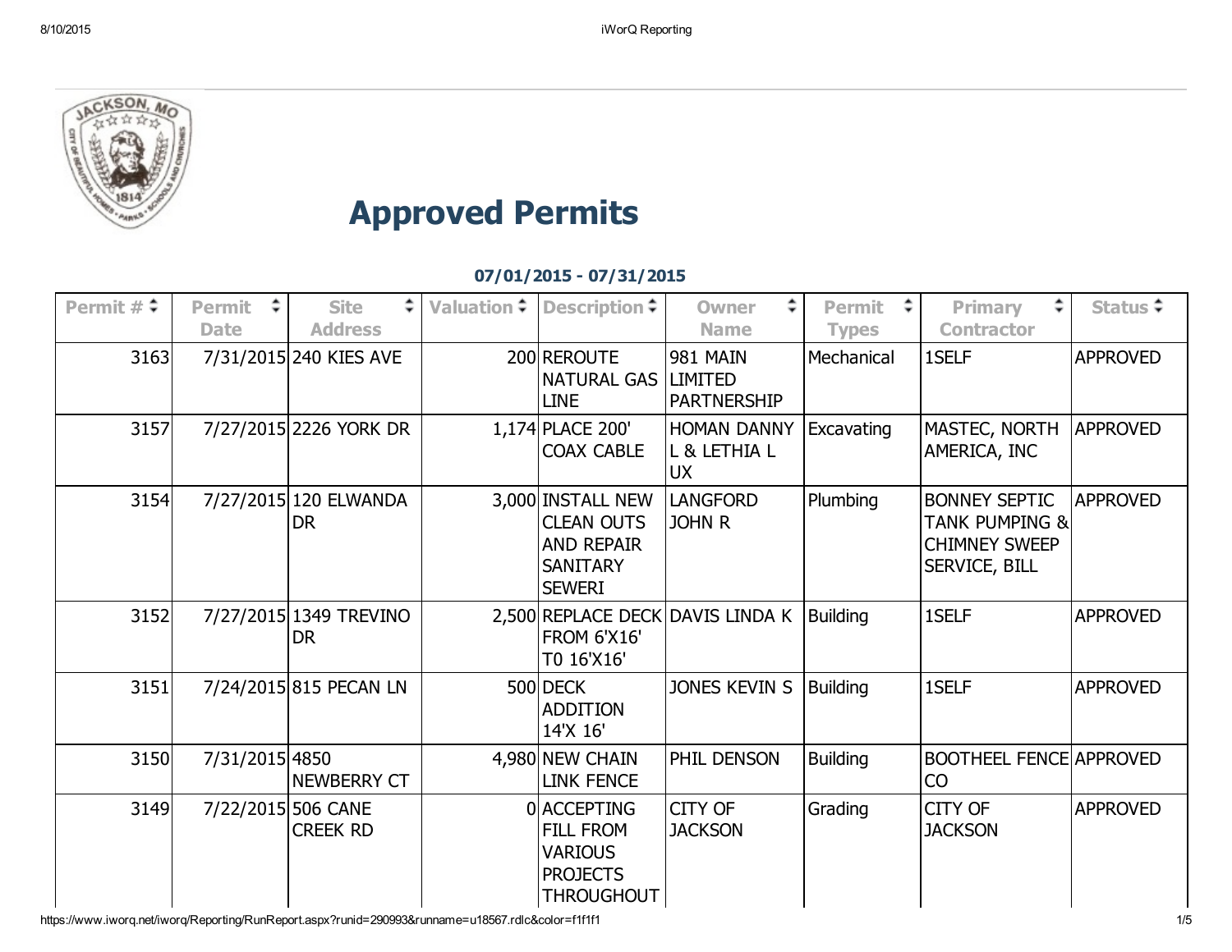# Approved Permits

**07/01/2015 - 07/31/2015**

| Permit # | Permit Date | Site Address | Valuation | Description | Owner Name | Permit Types | Primary Contractor | Status |
|---|---|---|---|---|---|---|---|---|
| 3163 | 7/31/2015 | 240 KIES AVE | 200 | REROUTE NATURAL GAS LINE | 981 MAIN LIMITED PARTNERSHIP | Mechanical | 1SELF | APPROVED |
| 3157 | 7/27/2015 | 2226 YORK DR | 1,174 | PLACE 200' COAX CABLE | HOMAN DANNY L & LETHIA L UX | Excavating | MASTEC, NORTH AMERICA, INC | APPROVED |
| 3154 | 7/27/2015 | 120 ELWANDA DR | 3,000 | INSTALL NEW CLEAN OUTS AND REPAIR SANITARY SEWERI | LANGFORD JOHN R | Plumbing | BONNEY SEPTIC TANK PUMPING & CHIMNEY SWEEP SERVICE, BILL | APPROVED |
| 3152 | 7/27/2015 | 1349 TREVINO DR | 2,500 | REPLACE DECK FROM 6'X16' T0 16'X16' | DAVIS LINDA K | Building | 1SELF | APPROVED |
| 3151 | 7/24/2015 | 815 PECAN LN | 500 | DECK ADDITION 14'X 16' | JONES KEVIN S | Building | 1SELF | APPROVED |
| 3150 | 7/31/2015 | 4850 NEWBERRY CT | 4,980 | NEW CHAIN LINK FENCE | PHIL DENSON | Building | BOOTHEEL FENCE CO | APPROVED |
| 3149 | 7/22/2015 | 506 CANE CREEK RD | 0 | ACCEPTING FILL FROM VARIOUS PROJECTS THROUGHOUT | CITY OF JACKSON | Grading | CITY OF JACKSON | APPROVED |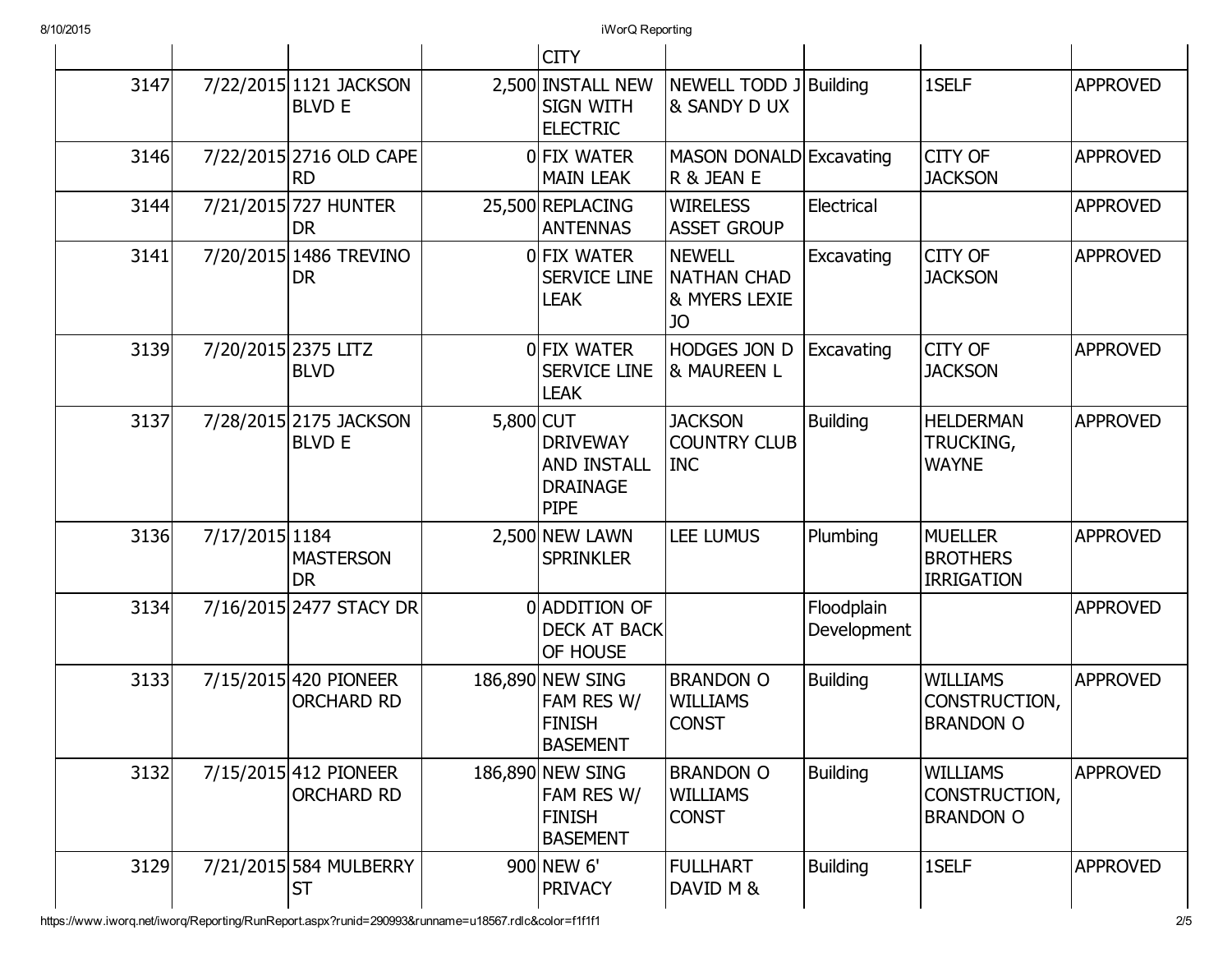| | | | | CITY | | | | |
|---|---|---|---|---|---|---|---|---|
| 3147 | 7/22/2015 | 1121 JACKSON BLVD E | 2,500 | INSTALL NEW SIGN WITH ELECTRIC | NEWELL TODD J & SANDY D UX | Building | 1SELF | APPROVED |
| 3146 | 7/22/2015 | 2716 OLD CAPE RD | 0 | FIX WATER MAIN LEAK | MASON DONALD R & JEAN E | Excavating | CITY OF JACKSON | APPROVED |
| 3144 | 7/21/2015 | 727 HUNTER DR | 25,500 | REPLACING ANTENNAS | WIRELESS ASSET GROUP | Electrical | | APPROVED |
| 3141 | 7/20/2015 | 1486 TREVINO DR | 0 | FIX WATER SERVICE LINE LEAK | NEWELL NATHAN CHAD & MYERS LEXIE JO | Excavating | CITY OF JACKSON | APPROVED |
| 3139 | 7/20/2015 | 2375 LITZ BLVD | 0 | FIX WATER SERVICE LINE LEAK | HODGES JON D & MAUREEN L | Excavating | CITY OF JACKSON | APPROVED |
| 3137 | 7/28/2015 | 2175 JACKSON BLVD E | 5,800 | CUT DRIVEWAY AND INSTALL DRAINAGE PIPE | JACKSON COUNTRY CLUB INC | Building | HELDERMAN TRUCKING, WAYNE | APPROVED |
| 3136 | 7/17/2015 | 1184 MASTERSON DR | 2,500 | NEW LAWN SPRINKLER | LEE LUMUS | Plumbing | MUELLER BROTHERS IRRIGATION | APPROVED |
| 3134 | 7/16/2015 | 2477 STACY DR | 0 | ADDITION OF DECK AT BACK OF HOUSE | | Floodplain Development | | APPROVED |
| 3133 | 7/15/2015 | 420 PIONEER ORCHARD RD | 186,890 | NEW SING FAM RES W/ FINISH BASEMENT | BRANDON O WILLIAMS CONST | Building | WILLIAMS CONSTRUCTION, BRANDON O | APPROVED |
| 3132 | 7/15/2015 | 412 PIONEER ORCHARD RD | 186,890 | NEW SING FAM RES W/ FINISH BASEMENT | BRANDON O WILLIAMS CONST | Building | WILLIAMS CONSTRUCTION, BRANDON O | APPROVED |
| 3129 | 7/21/2015 | 584 MULBERRY ST | 900 | NEW 6' PRIVACY | FULLHART DAVID M & | Building | 1SELF | APPROVED |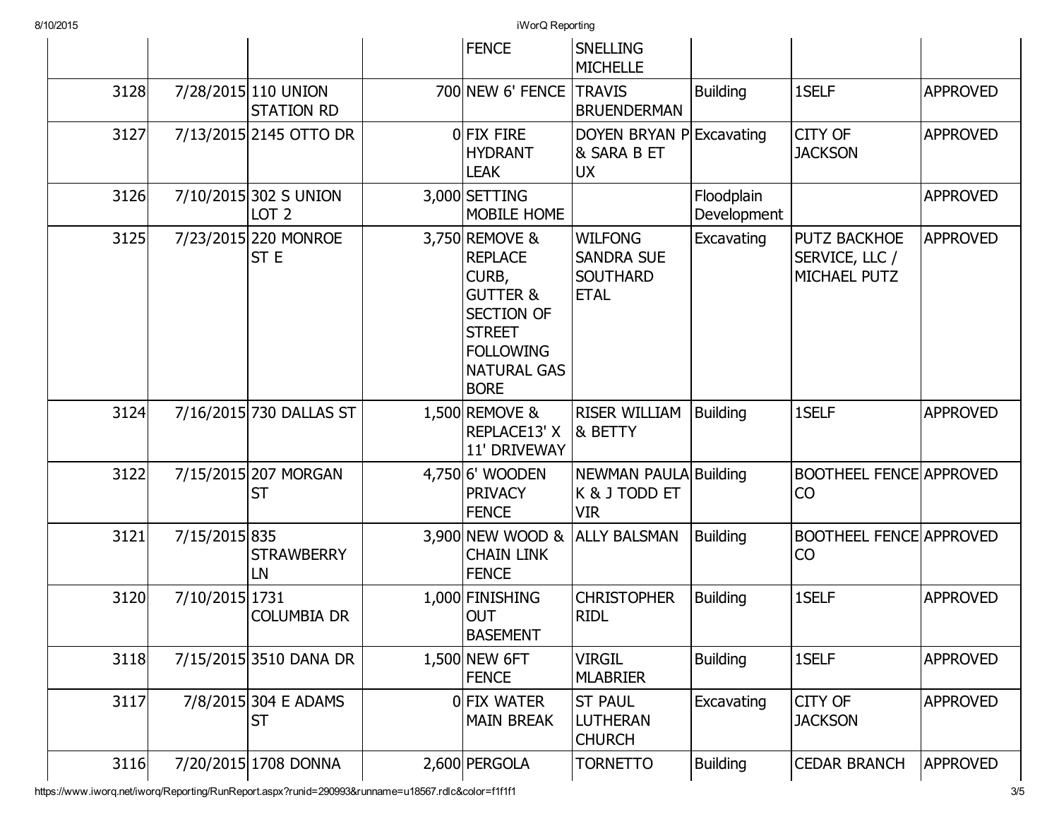| | | | | | | | | |
|---|---|---|---|---|---|---|---|---|
| | | | | FENCE | SNELLING MICHELLE | | | |
| 3128 | 7/28/2015 | 110 UNION STATION RD | 700 | NEW 6' FENCE | TRAVIS BRUENDERMAN | Building | 1SELF | APPROVED |
| 3127 | 7/13/2015 | 2145 OTTO DR | 0 | FIX FIRE HYDRANT LEAK | DOYEN BRYAN P & SARA B ET UX | Excavating | CITY OF JACKSON | APPROVED |
| 3126 | 7/10/2015 | 302 S UNION LOT 2 | 3,000 | SETTING MOBILE HOME | | Floodplain Development | | APPROVED |
| 3125 | 7/23/2015 | 220 MONROE ST E | 3,750 | REMOVE & REPLACE CURB, GUTTER & SECTION OF STREET FOLLOWING NATURAL GAS BORE | WILFONG SANDRA SUE SOUTHARD ETAL | Excavating | PUTZ BACKHOE SERVICE, LLC / MICHAEL PUTZ | APPROVED |
| 3124 | 7/16/2015 | 730 DALLAS ST | 1,500 | REMOVE & REPLACE13' X 11' DRIVEWAY | RISER WILLIAM & BETTY | Building | 1SELF | APPROVED |
| 3122 | 7/15/2015 | 207 MORGAN ST | 4,750 | 6' WOODEN PRIVACY FENCE | NEWMAN PAULA K & J TODD ET VIR | Building | BOOTHEEL FENCE CO | APPROVED |
| 3121 | 7/15/2015 | 835 STRAWBERRY LN | 3,900 | NEW WOOD & CHAIN LINK FENCE | ALLY BALSMAN | Building | BOOTHEEL FENCE CO | APPROVED |
| 3120 | 7/10/2015 | 1731 COLUMBIA DR | 1,000 | FINISHING OUT BASEMENT | CHRISTOPHER RIDL | Building | 1SELF | APPROVED |
| 3118 | 7/15/2015 | 3510 DANA DR | 1,500 | NEW 6FT FENCE | VIRGIL MLABRIER | Building | 1SELF | APPROVED |
| 3117 | 7/8/2015 | 304 E ADAMS ST | 0 | FIX WATER MAIN BREAK | ST PAUL LUTHERAN CHURCH | Excavating | CITY OF JACKSON | APPROVED |
| 3116 | 7/20/2015 | 1708 DONNA | 2,600 | PERGOLA | TORNETTO | Building | CEDAR BRANCH | APPROVED |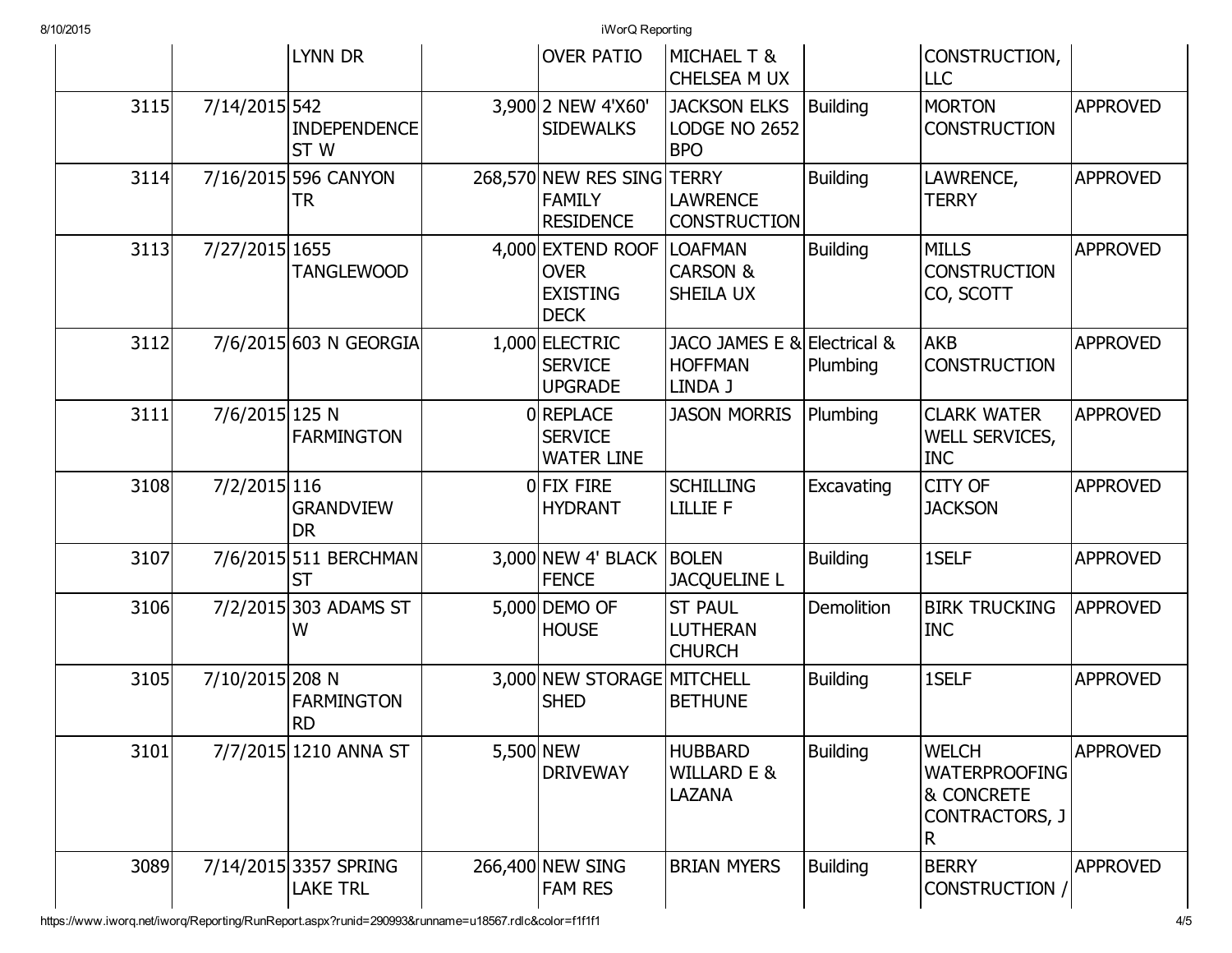| | | | | | | | | |
|---|---|---|---|---|---|---|---|---|
| | | LYNN DR | | OVER PATIO | MICHAEL T & CHELSEA M UX | | CONSTRUCTION, LLC | |
| 3115 | 7/14/2015 | 542 INDEPENDENCE ST W | 3,900 | 2 NEW 4'X60' SIDEWALKS | JACKSON ELKS LODGE NO 2652 BPO | Building | MORTON CONSTRUCTION | APPROVED |
| 3114 | 7/16/2015 | 596 CANYON TR | 268,570 | NEW RES SING FAMILY RESIDENCE | TERRY LAWRENCE CONSTRUCTION | Building | LAWRENCE, TERRY | APPROVED |
| 3113 | 7/27/2015 | 1655 TANGLEWOOD | 4,000 | EXTEND ROOF OVER EXISTING DECK | LOAFMAN CARSON & SHEILA UX | Building | MILLS CONSTRUCTION CO, SCOTT | APPROVED |
| 3112 | 7/6/2015 | 603 N GEORGIA | 1,000 | ELECTRIC SERVICE UPGRADE | JACO JAMES E & HOFFMAN LINDA J | Electrical & Plumbing | AKB CONSTRUCTION | APPROVED |
| 3111 | 7/6/2015 | 125 N FARMINGTON | 0 | REPLACE SERVICE WATER LINE | JASON MORRIS | Plumbing | CLARK WATER WELL SERVICES, INC | APPROVED |
| 3108 | 7/2/2015 | 116 GRANDVIEW DR | 0 | FIX FIRE HYDRANT | SCHILLING LILLIE F | Excavating | CITY OF JACKSON | APPROVED |
| 3107 | 7/6/2015 | 511 BERCHMAN ST | 3,000 | NEW 4' BLACK FENCE | BOLEN JACQUELINE L | Building | 1SELF | APPROVED |
| 3106 | 7/2/2015 | 303 ADAMS ST W | 5,000 | DEMO OF HOUSE | ST PAUL LUTHERAN CHURCH | Demolition | BIRK TRUCKING INC | APPROVED |
| 3105 | 7/10/2015 | 208 N FARMINGTON RD | 3,000 | NEW STORAGE SHED | MITCHELL BETHUNE | Building | 1SELF | APPROVED |
| 3101 | 7/7/2015 | 1210 ANNA ST | 5,500 | NEW DRIVEWAY | HUBBARD WILLARD E & LAZANA | Building | WELCH WATERPROOFING & CONCRETE CONTRACTORS, J R | APPROVED |
| 3089 | 7/14/2015 | 3357 SPRING LAKE TRL | 266,400 | NEW SING FAM RES | BRIAN MYERS | Building | BERRY CONSTRUCTION / | APPROVED |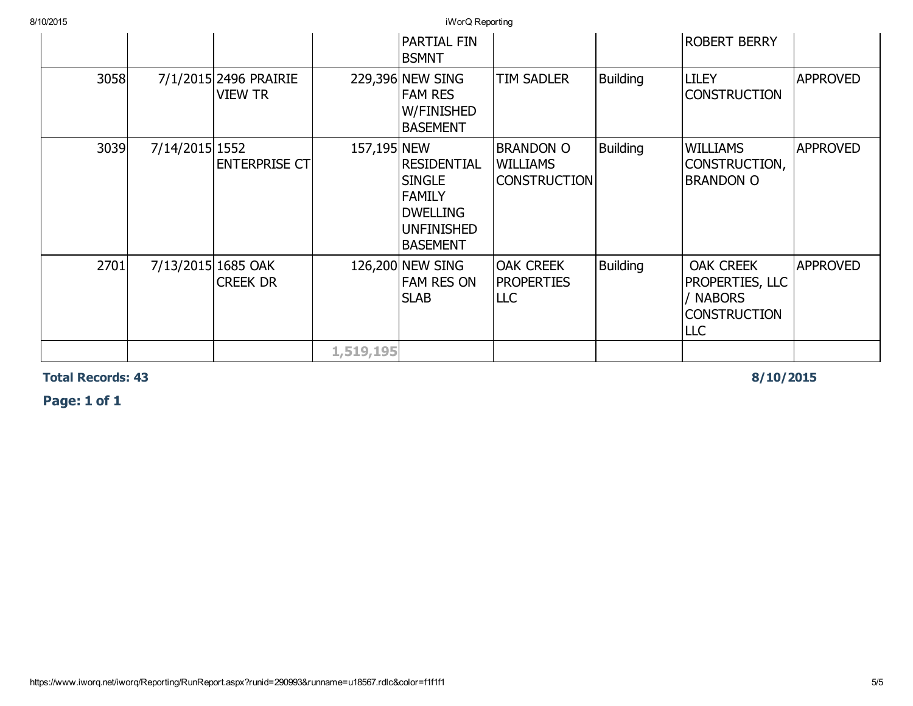| | | | | | | | | |
|---|---|---|---|---|---|---|---|---|
| | | | | PARTIAL FIN BSMNT | | | ROBERT BERRY | |
| 3058 | 7/1/2015 | 2496 PRAIRIE VIEW TR | 229,396 | NEW SING FAM RES W/FINISHED BASEMENT | TIM SADLER | Building | LILEY CONSTRUCTION | APPROVED |
| 3039 | 7/14/2015 | 1552 ENTERPRISE CT | 157,195 | NEW RESIDENTIAL SINGLE FAMILY DWELLING UNFINISHED BASEMENT | BRANDON O WILLIAMS CONSTRUCTION | Building | WILLIAMS CONSTRUCTION, BRANDON O | APPROVED |
| 2701 | 7/13/2015 | 1685 OAK CREEK DR | 126,200 | NEW SING FAM RES ON SLAB | OAK CREEK PROPERTIES LLC | Building | OAK CREEK PROPERTIES, LLC / NABORS CONSTRUCTION LLC | APPROVED |
| | | | 1,519,195 | | | | | |

**Total Records: 43**

**8/10/2015**

**Page: 1 of 1**